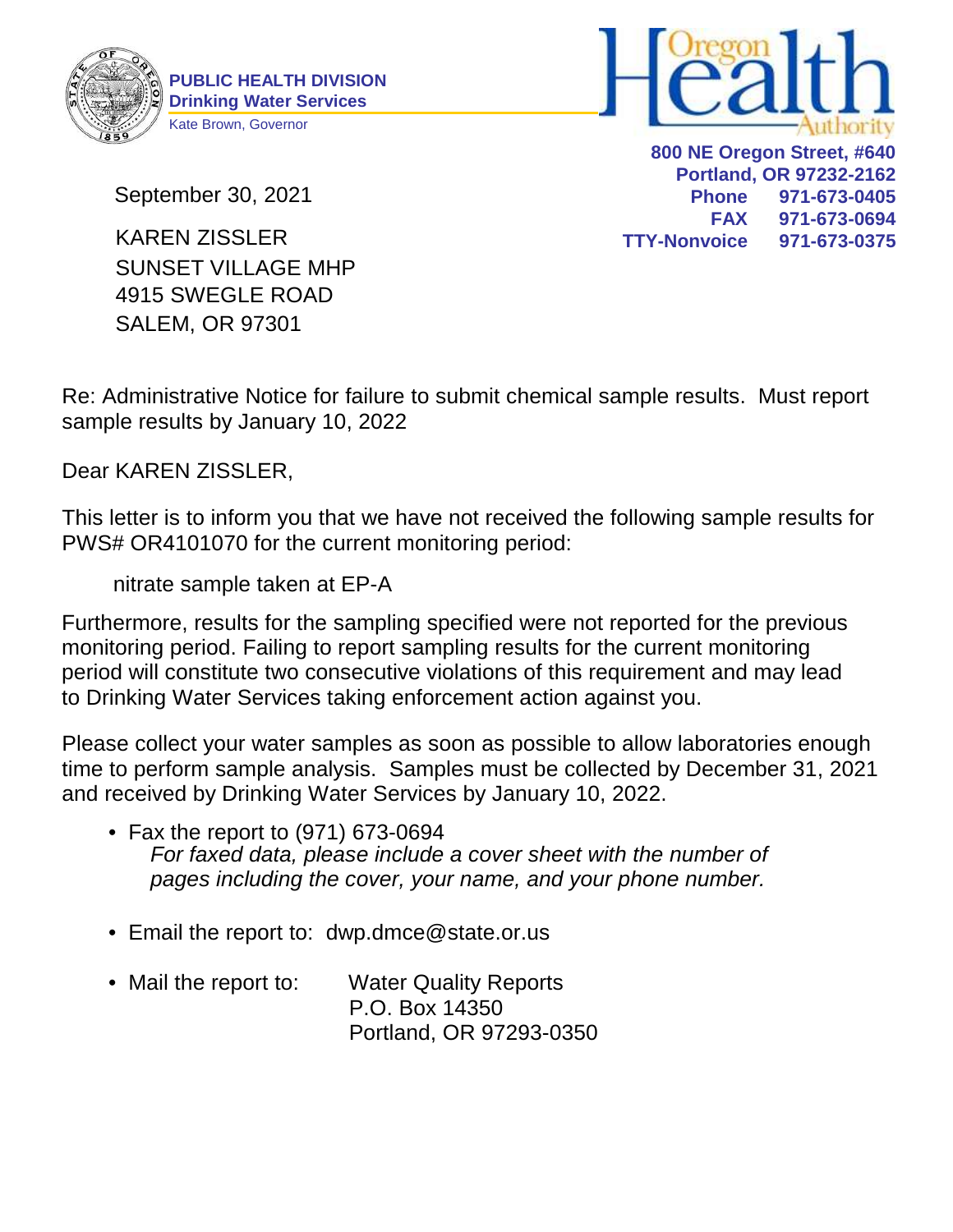**PUBLIC HEALTH DIVISION**
**Drinking Water Services**
Kate Brown, Governor

Oregon Health Authority

**800 NE Oregon Street, #640**
**Portland, OR 97232-2162**
**Phone** 971-673-0405
**FAX** 971-673-0694
**TTY-Nonvoice** 971-673-0375

September 30, 2021

KAREN ZISSLER
SUNSET VILLAGE MHP
4915 SWEGLE ROAD
SALEM, OR 97301

Re: Administrative Notice for failure to submit chemical sample results. Must report sample results by January 10, 2022

Dear KAREN ZISSLER,

This letter is to inform you that we have not received the following sample results for PWS# OR4101070 for the current monitoring period:

nitrate sample taken at EP-A

Furthermore, results for the sampling specified were not reported for the previous monitoring period. Failing to report sampling results for the current monitoring period will constitute two consecutive violations of this requirement and may lead to Drinking Water Services taking enforcement action against you.

Please collect your water samples as soon as possible to allow laboratories enough time to perform sample analysis. Samples must be collected by December 31, 2021 and received by Drinking Water Services by January 10, 2022.

- Fax the report to (971) 673-0694
  *For faxed data, please include a cover sheet with the number of pages including the cover, your name, and your phone number.*

- Email the report to: dwp.dmce@state.or.us

- Mail the report to: Water Quality Reports
  P.O. Box 14350
  Portland, OR 97293-0350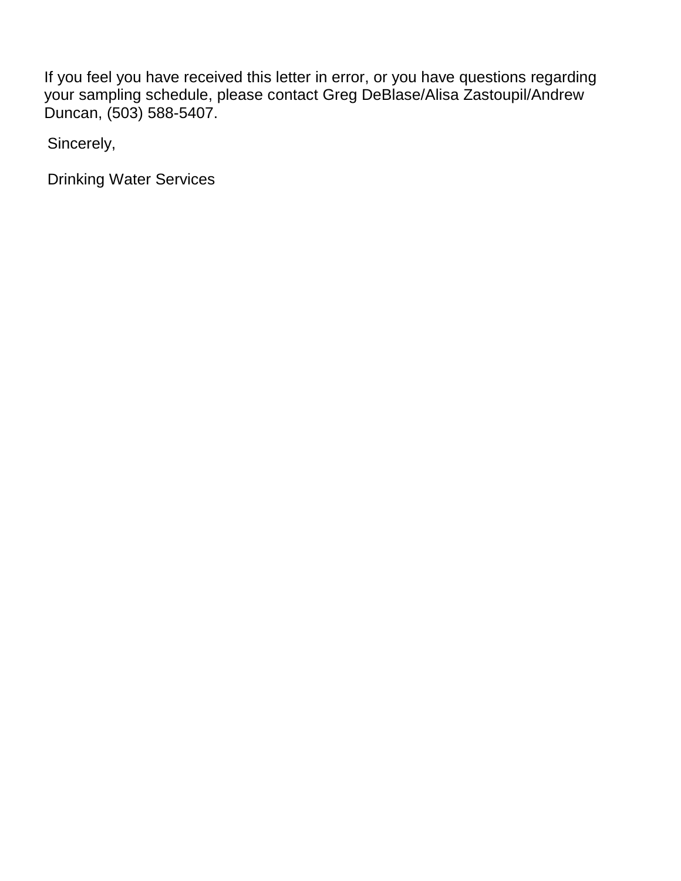If you feel you have received this letter in error, or you have questions regarding your sampling schedule, please contact Greg DeBlase/Alisa Zastoupil/Andrew Duncan, (503) 588-5407.

Sincerely,

Drinking Water Services